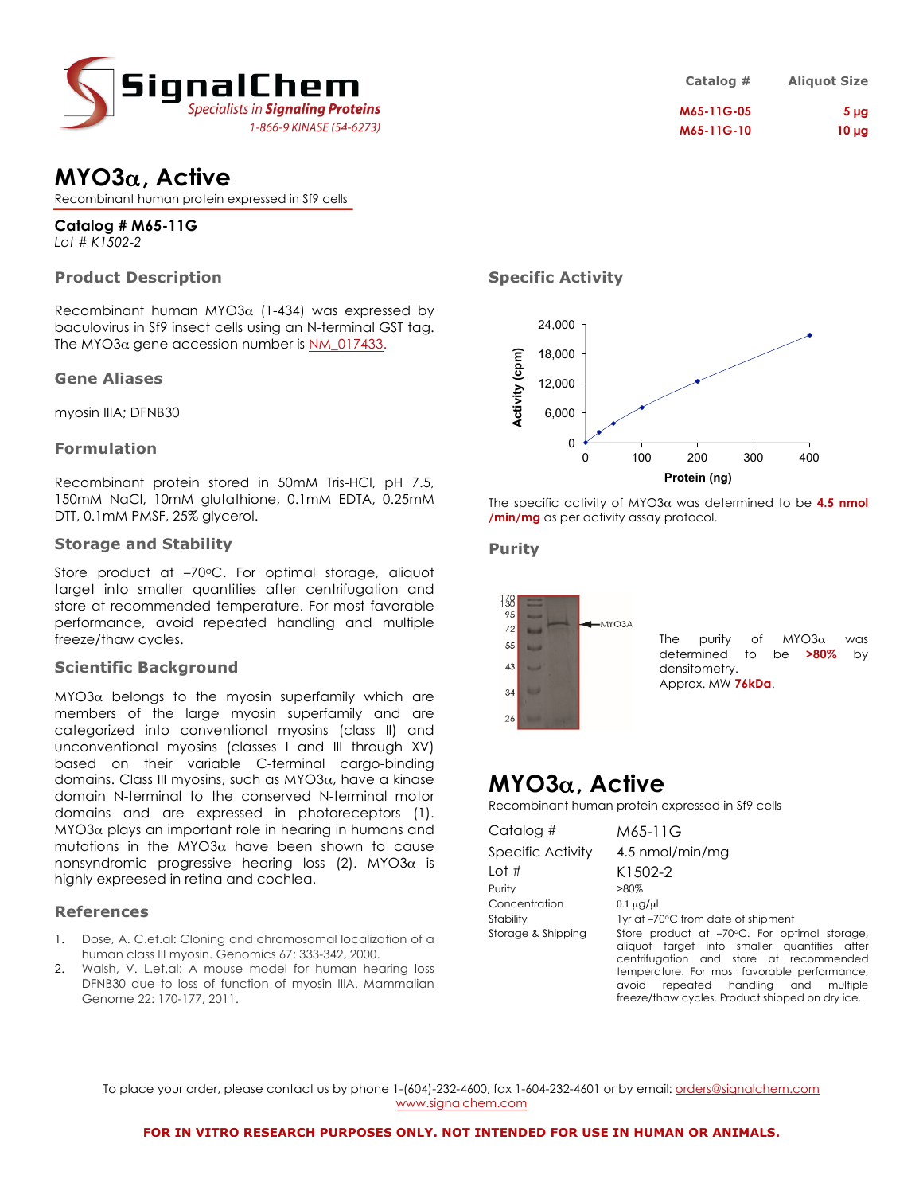SignalChem
Specialists in Signaling Proteins
1-866-9 KINASE (54-6273)

| Catalog # | Aliquot Size |
|---|---|
| M65-11G-05 | 5 µg |
| M65-11G-10 | 10 µg |

# MYO3α, Active

Recombinant human protein expressed in Sf9 cells

**Catalog # M65-11G**
*Lot # K1502-2*

## Product Description

Recombinant human MYO3α (1-434) was expressed by baculovirus in Sf9 insect cells using an N-terminal GST tag. The MYO3α gene accession number is NM_017433.

## Gene Aliases

myosin IIIA; DFNB30

## Formulation

Recombinant protein stored in 50mM Tris-HCl, pH 7.5, 150mM NaCl, 10mM glutathione, 0.1mM EDTA, 0.25mM DTT, 0.1mM PMSF, 25% glycerol.

## Storage and Stability

Store product at –70ºC. For optimal storage, aliquot target into smaller quantities after centrifugation and store at recommended temperature. For most favorable performance, avoid repeated handling and multiple freeze/thaw cycles.

## Scientific Background

MYO3α belongs to the myosin superfamily which are members of the large myosin superfamily and are categorized into conventional myosins (class II) and unconventional myosins (classes I and III through XV) based on their variable C-terminal cargo-binding domains. Class III myosins, such as MYO3α, have a kinase domain N-terminal to the conserved N-terminal motor domains and are expressed in photoreceptors (1). MYO3α plays an important role in hearing in humans and mutations in the MYO3α have been shown to cause nonsyndromic progressive hearing loss (2). MYO3α is highly expreseed in retina and cochlea.

## References

1. Dose, A. C.et.al: Cloning and chromosomal localization of a human class III myosin. Genomics 67: 333-342, 2000.
2. Walsh, V. L.et.al: A mouse model for human hearing loss DFNB30 due to loss of function of myosin IIIA. Mammalian Genome 22: 170-177, 2011.

## Specific Activity

The specific activity of MYO3α was determined to be **4.5 nmol /min/mg** as per activity assay protocol.

## Purity

The purity of MYO3α was determined to be **>80%** by densitometry.
Approx. MW **76kDa**.

# MYO3α, Active

Recombinant human protein expressed in Sf9 cells

| | |
|---|---|
| Catalog # | M65-11G |
| Specific Activity | 4.5 nmol/min/mg |
| Lot # | K1502-2 |
| Purity | >80% |
| Concentration | 0.1 µg/µl |
| Stability | 1yr at –70ºC from date of shipment |
| Storage & Shipping | Store product at –70ºC. For optimal storage, aliquot target into smaller quantities after centrifugation and store at recommended temperature. For most favorable performance, avoid repeated handling and multiple freeze/thaw cycles. Product shipped on dry ice. |

To place your order, please contact us by phone 1-(604)-232-4600, fax 1-604-232-4601 or by email: orders@signalchem.com
www.signalchem.com

**FOR IN VITRO RESEARCH PURPOSES ONLY. NOT INTENDED FOR USE IN HUMAN OR ANIMALS.**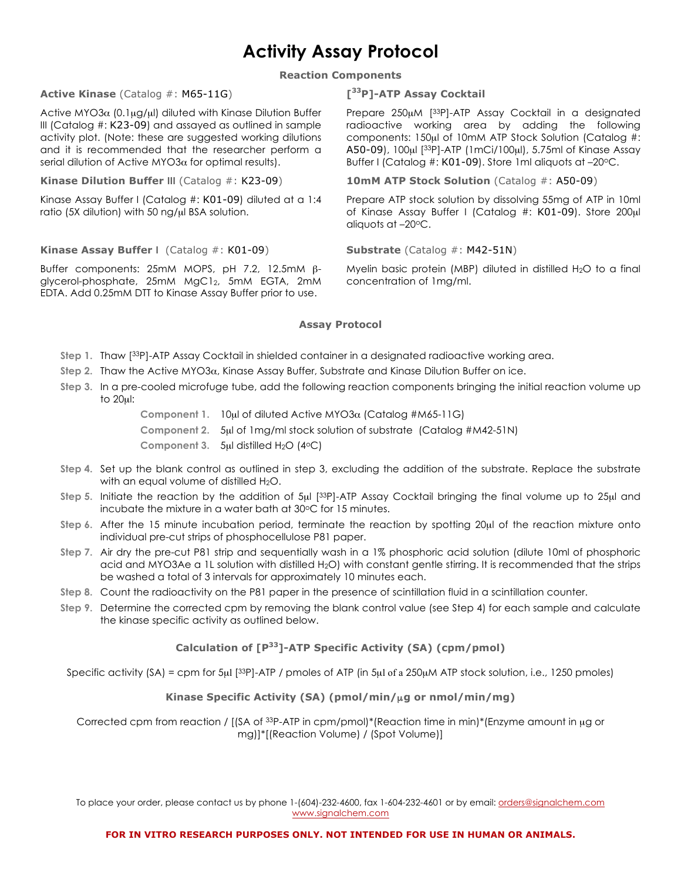# Activity Assay Protocol

**Reaction Components**

**Active Kinase** (Catalog #: M65-11G)

Active MYO3α (0.1μg/μl) diluted with Kinase Dilution Buffer III (Catalog #: K23-09) and assayed as outlined in sample activity plot. (Note: these are suggested working dilutions and it is recommended that the researcher perform a serial dilution of Active MYO3α for optimal results).

**Kinase Dilution Buffer III** (Catalog #: K23-09)

Kinase Assay Buffer I (Catalog #: K01-09) diluted at a 1:4 ratio (5X dilution) with 50 ng/μl BSA solution.

**Kinase Assay Buffer I** (Catalog #: K01-09)

Buffer components: 25mM MOPS, pH 7.2, 12.5mM β-glycerol-phosphate, 25mM $MgCl_2$, 5mM EGTA, 2mM EDTA. Add 0.25mM DTT to Kinase Assay Buffer prior to use.

**[$^{33}$P]-ATP Assay Cocktail**

Prepare 250μM [$^{33}$P]-ATP Assay Cocktail in a designated radioactive working area by adding the following components: 150μl of 10mM ATP Stock Solution (Catalog #: A50-09), 100μl [$^{33}$P]-ATP (1mCi/100μl), 5.75ml of Kinase Assay Buffer I (Catalog #: K01-09). Store 1ml aliquots at –20°C.

**10mM ATP Stock Solution** (Catalog #: A50-09)

Prepare ATP stock solution by dissolving 55mg of ATP in 10ml of Kinase Assay Buffer I (Catalog #: K01-09). Store 200μl aliquots at –20°C.

**Substrate** (Catalog #: M42-51N)

Myelin basic protein (MBP) diluted in distilled $H_2O$ to a final concentration of 1mg/ml.

**Assay Protocol**

- **Step 1.** Thaw [$^{33}$P]-ATP Assay Cocktail in shielded container in a designated radioactive working area.
- **Step 2.** Thaw the Active MYO3α, Kinase Assay Buffer, Substrate and Kinase Dilution Buffer on ice.
- **Step 3.** In a pre-cooled microfuge tube, add the following reaction components bringing the initial reaction volume up to 20μl:
  - **Component 1.** 10μl of diluted Active MYO3α (Catalog #M65-11G)
  - **Component 2.** 5μl of 1mg/ml stock solution of substrate (Catalog #M42-51N)
  - **Component 3.** 5μl distilled $H_2O$ (4°C)
- **Step 4.** Set up the blank control as outlined in step 3, excluding the addition of the substrate. Replace the substrate with an equal volume of distilled $H_2O$.
- **Step 5.** Initiate the reaction by the addition of 5μl [$^{33}$P]-ATP Assay Cocktail bringing the final volume up to 25μl and incubate the mixture in a water bath at 30°C for 15 minutes.
- **Step 6.** After the 15 minute incubation period, terminate the reaction by spotting 20μl of the reaction mixture onto individual pre-cut strips of phosphocellulose P81 paper.
- **Step 7.** Air dry the pre-cut P81 strip and sequentially wash in a 1% phosphoric acid solution (dilute 10ml of phosphoric acid and MYO3Ae a 1L solution with distilled $H_2O$) with constant gentle stirring. It is recommended that the strips be washed a total of 3 intervals for approximately 10 minutes each.
- **Step 8.** Count the radioactivity on the P81 paper in the presence of scintillation fluid in a scintillation counter.
- **Step 9.** Determine the corrected cpm by removing the blank control value (see Step 4) for each sample and calculate the kinase specific activity as outlined below.

**Calculation of [P$^{33}$]-ATP Specific Activity (SA) (cpm/pmol)**

Specific activity (SA) = cpm for 5μl [$^{33}$P]-ATP / pmoles of ATP (in 5μl of a 250μM ATP stock solution, i.e., 1250 pmoles)

**Kinase Specific Activity (SA) (pmol/min/μg or nmol/min/mg)**

Corrected cpm from reaction / [(SA of $^{33}$P-ATP in cpm/pmol)*(Reaction time in min)*(Enzyme amount in μg or mg)]*[(Reaction Volume) / (Spot Volume)]

To place your order, please contact us by phone 1-(604)-232-4600, fax 1-604-232-4601 or by email: orders@signalchem.com
www.signalchem.com

**FOR IN VITRO RESEARCH PURPOSES ONLY. NOT INTENDED FOR USE IN HUMAN OR ANIMALS.**